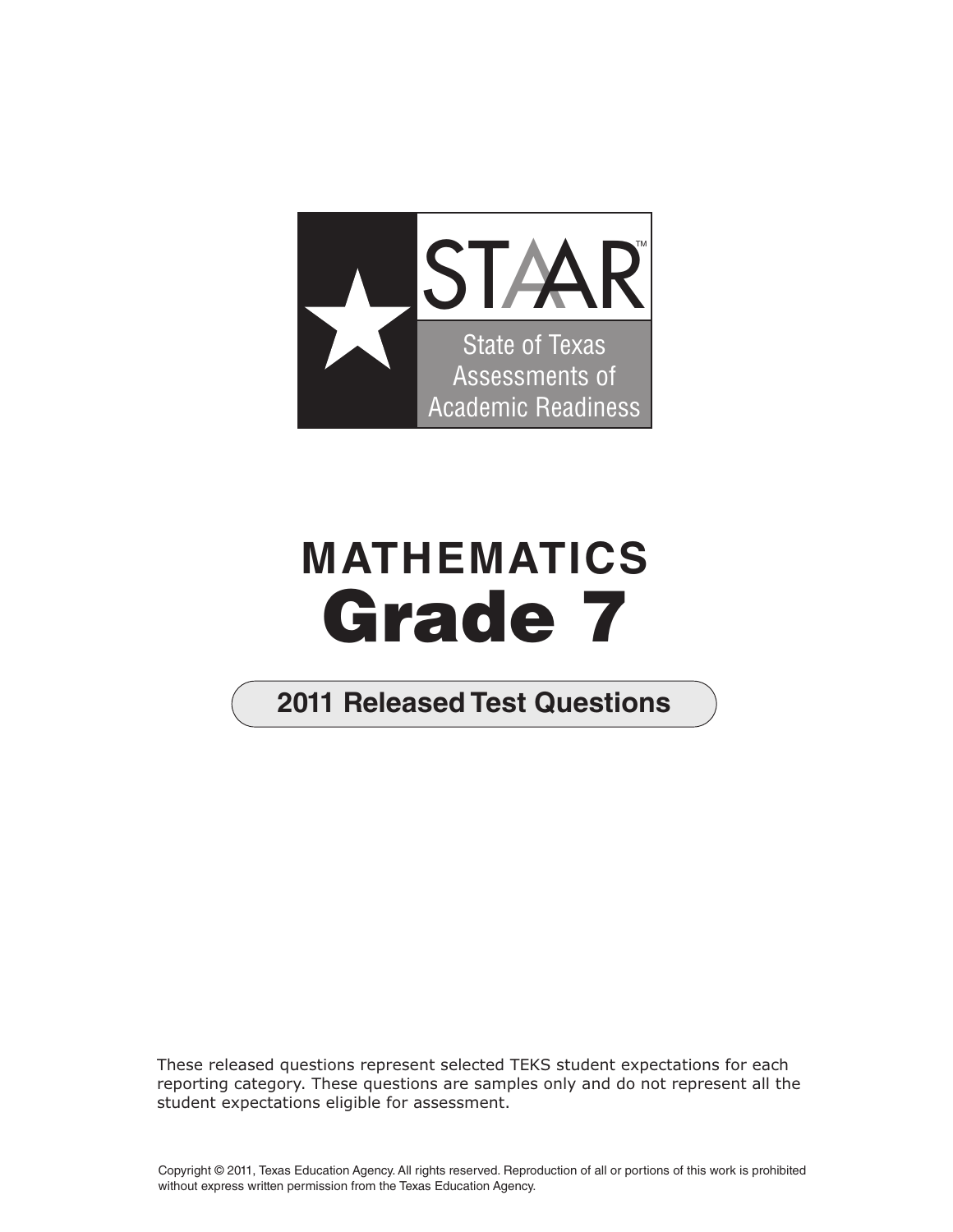# STAAR™

State of Texas Assessments of Academic Readiness

# MATHEMATICS
# Grade 7

## 2011 Released Test Questions

These released questions represent selected TEKS student expectations for each reporting category. These questions are samples only and do not represent all the student expectations eligible for assessment.

Copyright © 2011, Texas Education Agency. All rights reserved. Reproduction of all or portions of this work is prohibited without express written permission from the Texas Education Agency.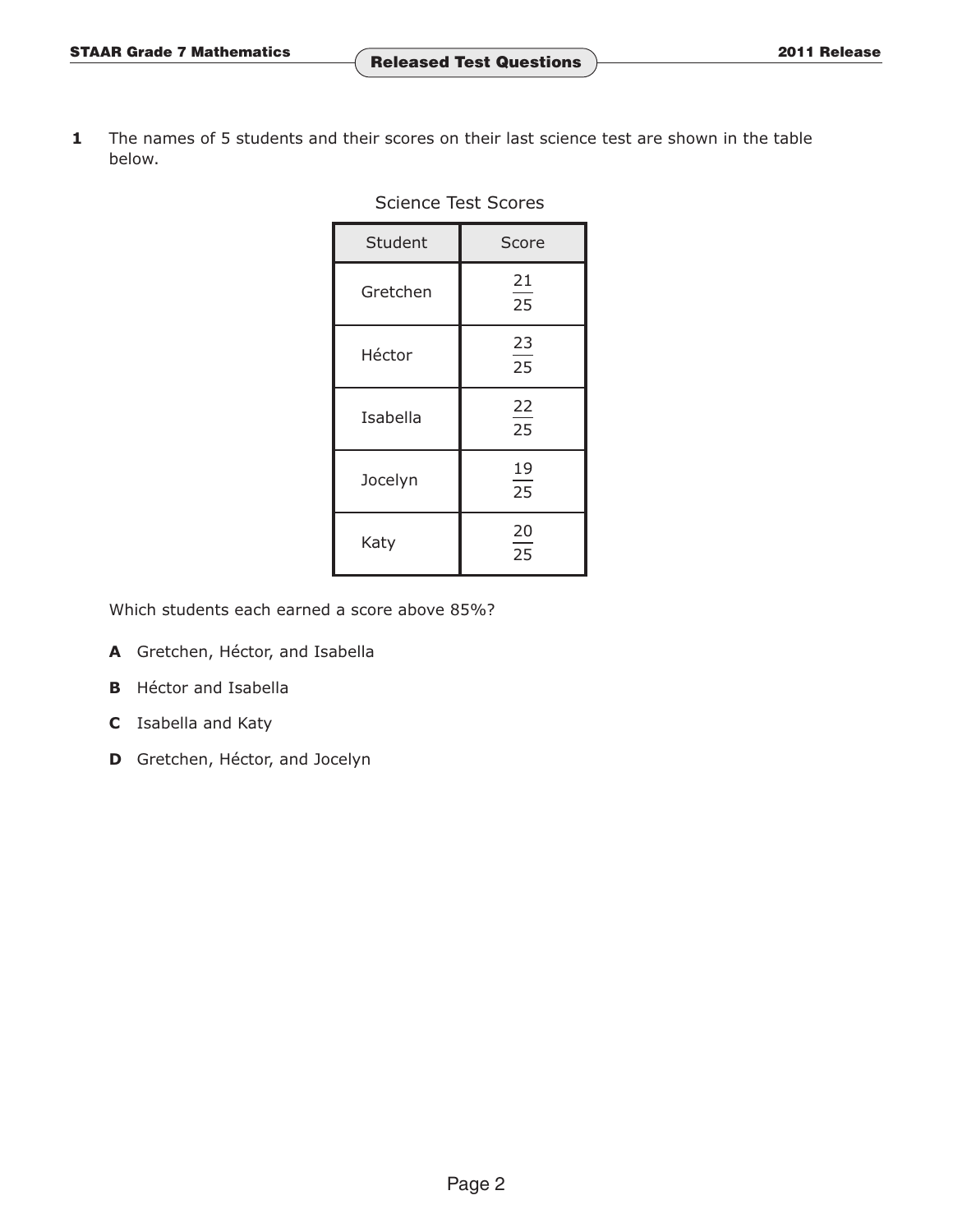**1** The names of 5 students and their scores on their last science test are shown in the table below.

Science Test Scores

| Student | Score |
|---|---|
| Gretchen | $\frac{21}{25}$ |
| Héctor | $\frac{23}{25}$ |
| Isabella | $\frac{22}{25}$ |
| Jocelyn | $\frac{19}{25}$ |
| Katy | $\frac{20}{25}$ |

Which students each earned a score above 85%?

**A** Gretchen, Héctor, and Isabella

**B** Héctor and Isabella

**C** Isabella and Katy

**D** Gretchen, Héctor, and Jocelyn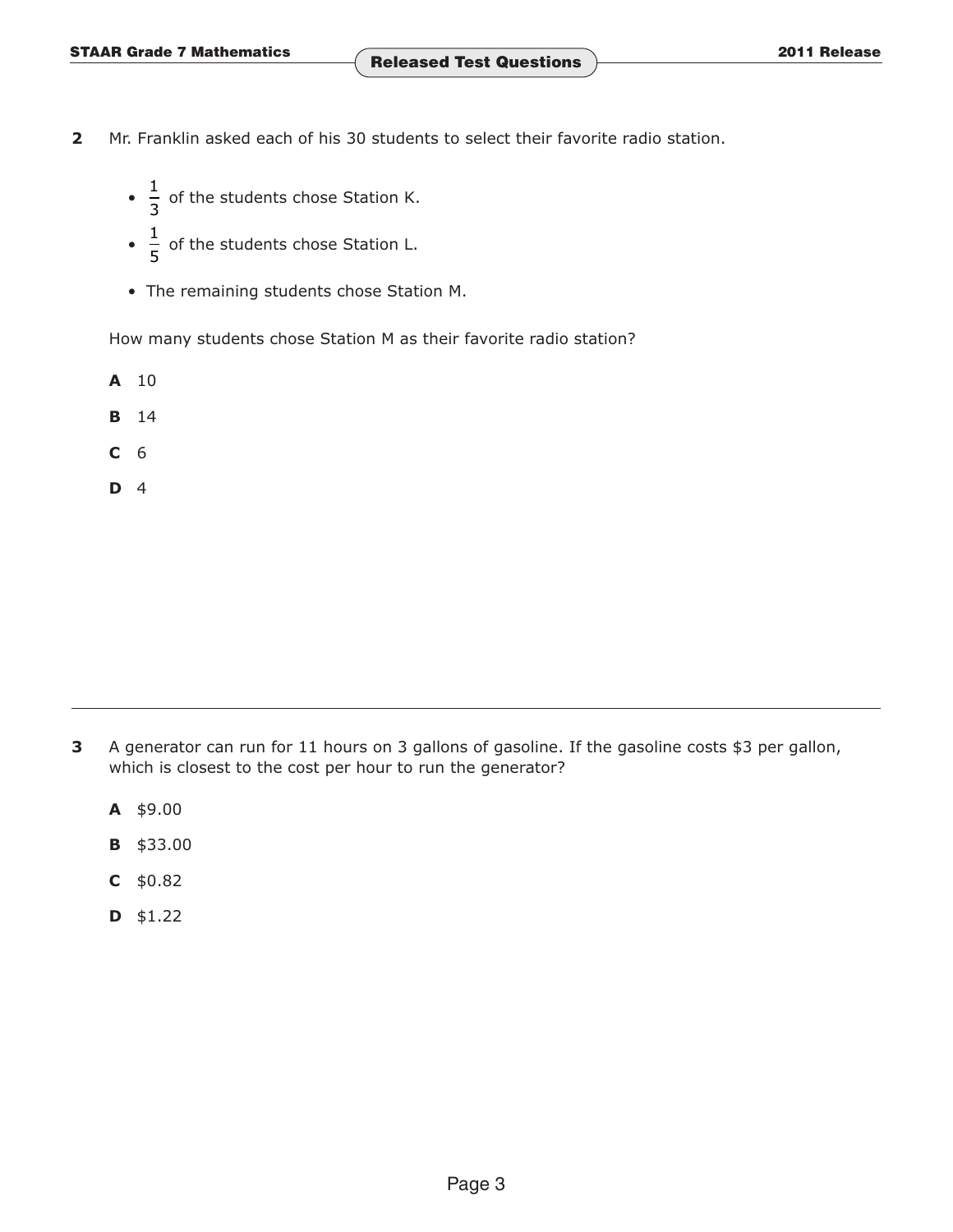**2** Mr. Franklin asked each of his 30 students to select their favorite radio station.

- $\frac{1}{3}$ of the students chose Station K.
- $\frac{1}{5}$ of the students chose Station L.
- The remaining students chose Station M.

How many students chose Station M as their favorite radio station?

**A** 10

**B** 14

**C** 6

**D** 4

---

**3** A generator can run for 11 hours on 3 gallons of gasoline. If the gasoline costs $3 per gallon, which is closest to the cost per hour to run the generator?

**A** $9.00

**B** $33.00

**C** $0.82

**D** $1.22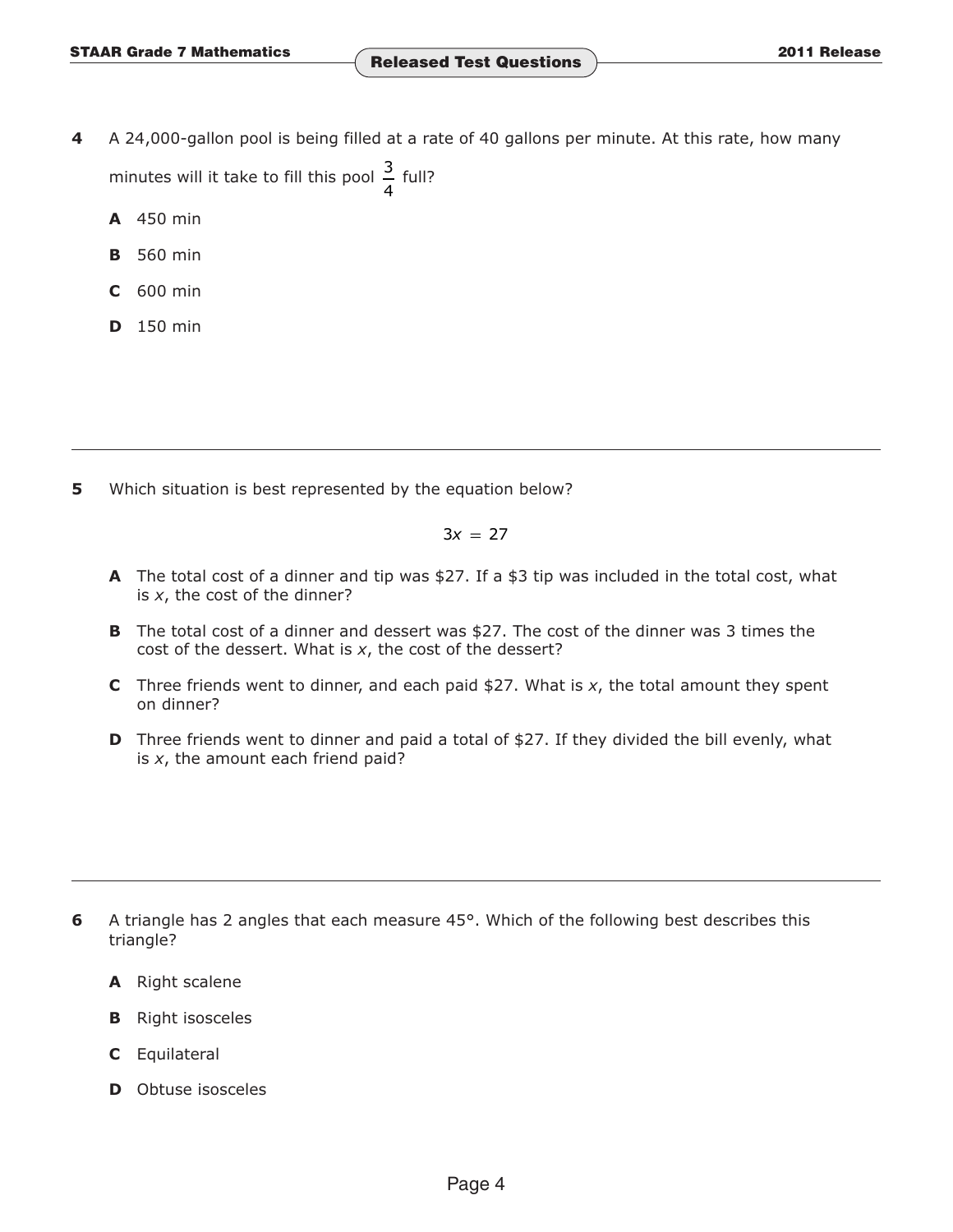**4** A 24,000-gallon pool is being filled at a rate of 40 gallons per minute. At this rate, how many minutes will it take to fill this pool $\frac{3}{4}$ full?

**A** 450 min

**B** 560 min

**C** 600 min

**D** 150 min

---

**5** Which situation is best represented by the equation below?

$$3x = 27$$

**A** The total cost of a dinner and tip was \$27. If a \$3 tip was included in the total cost, what is $x$, the cost of the dinner?

**B** The total cost of a dinner and dessert was \$27. The cost of the dinner was 3 times the cost of the dessert. What is $x$, the cost of the dessert?

**C** Three friends went to dinner, and each paid \$27. What is $x$, the total amount they spent on dinner?

**D** Three friends went to dinner and paid a total of \$27. If they divided the bill evenly, what is $x$, the amount each friend paid?

---

**6** A triangle has 2 angles that each measure 45°. Which of the following best describes this triangle?

**A** Right scalene

**B** Right isosceles

**C** Equilateral

**D** Obtuse isosceles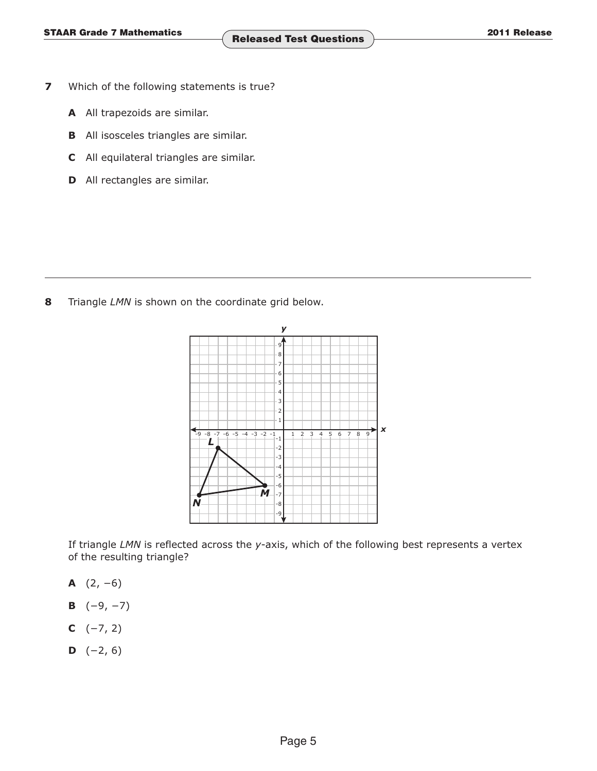**7** Which of the following statements is true?

**A** All trapezoids are similar.

**B** All isosceles triangles are similar.

**C** All equilateral triangles are similar.

**D** All rectangles are similar.

---

**8** Triangle *LMN* is shown on the coordinate grid below.

If triangle *LMN* is reflected across the *y*-axis, which of the following best represents a vertex of the resulting triangle?

**A** $(2, -6)$

**B** $(-9, -7)$

**C** $(-7, 2)$

**D** $(-2, 6)$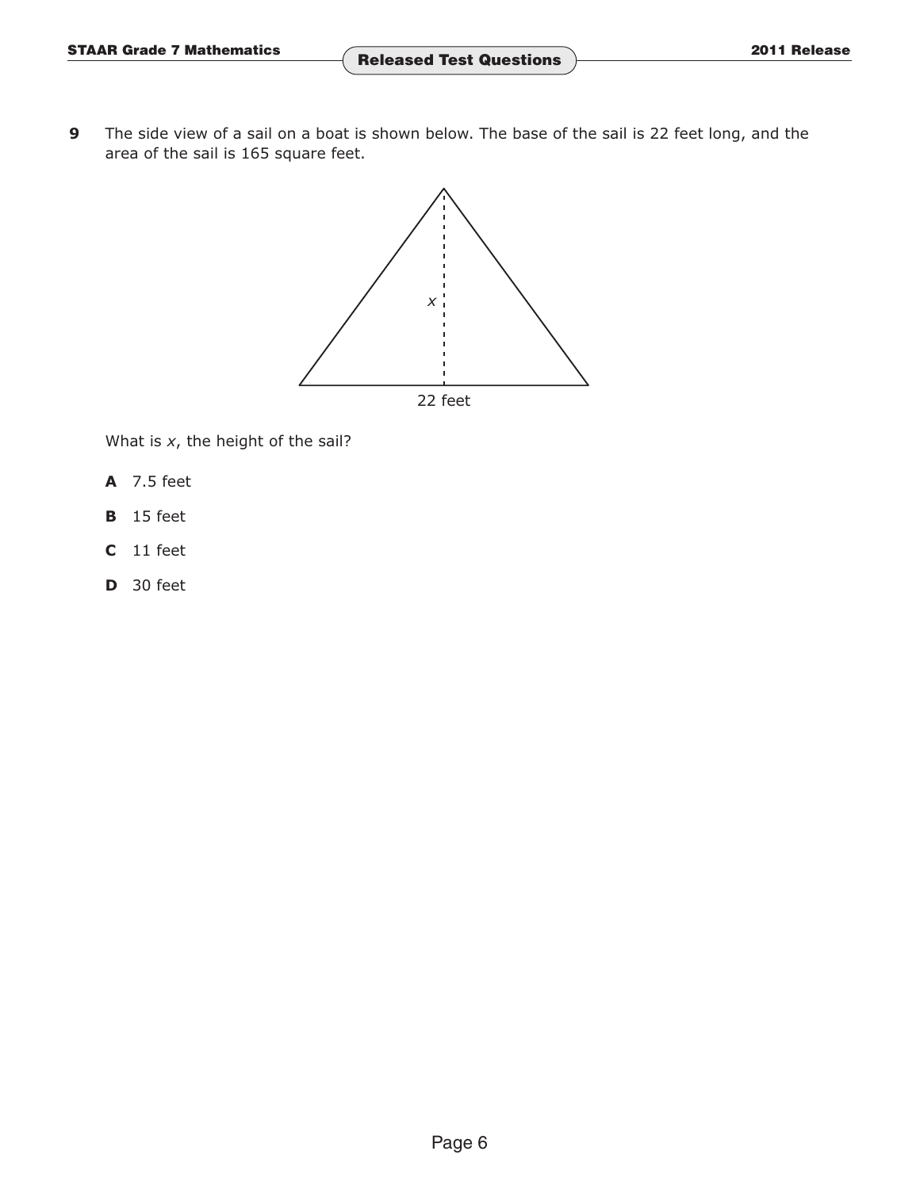**9** The side view of a sail on a boat is shown below. The base of the sail is 22 feet long, and the area of the sail is 165 square feet.

$x$

22 feet

What is $x$, the height of the sail?

**A** 7.5 feet

**B** 15 feet

**C** 11 feet

**D** 30 feet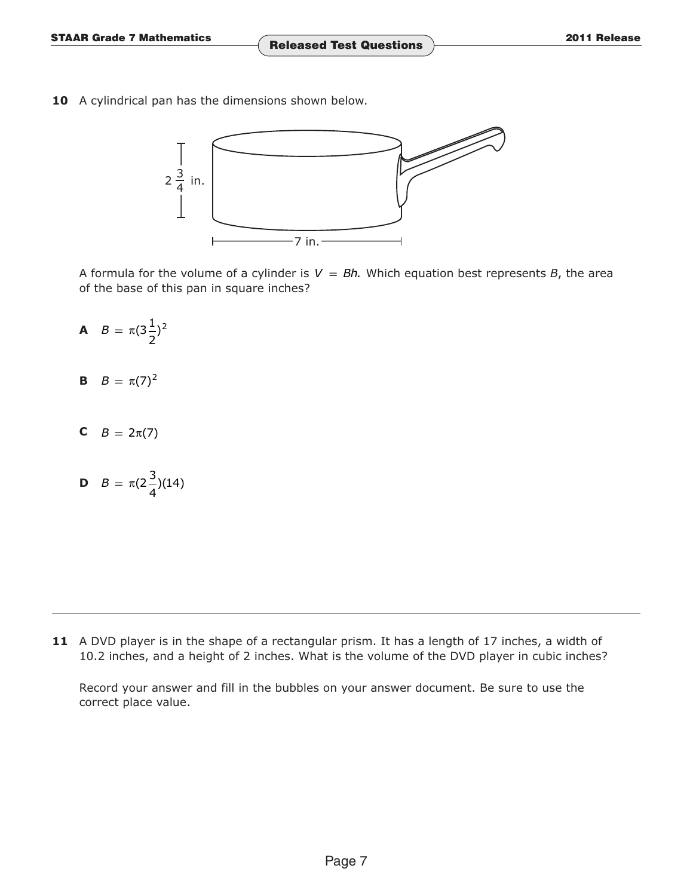**10** A cylindrical pan has the dimensions shown below.

$2\frac{3}{4}$ in.

7 in.

A formula for the volume of a cylinder is $V = Bh$. Which equation best represents $B$, the area of the base of this pan in square inches?

**A** $B = \pi(3\frac{1}{2})^2$

**B** $B = \pi(7)^2$

**C** $B = 2\pi(7)$

**D** $B = \pi(2\frac{3}{4})(14)$

---

**11** A DVD player is in the shape of a rectangular prism. It has a length of 17 inches, a width of 10.2 inches, and a height of 2 inches. What is the volume of the DVD player in cubic inches?

Record your answer and fill in the bubbles on your answer document. Be sure to use the correct place value.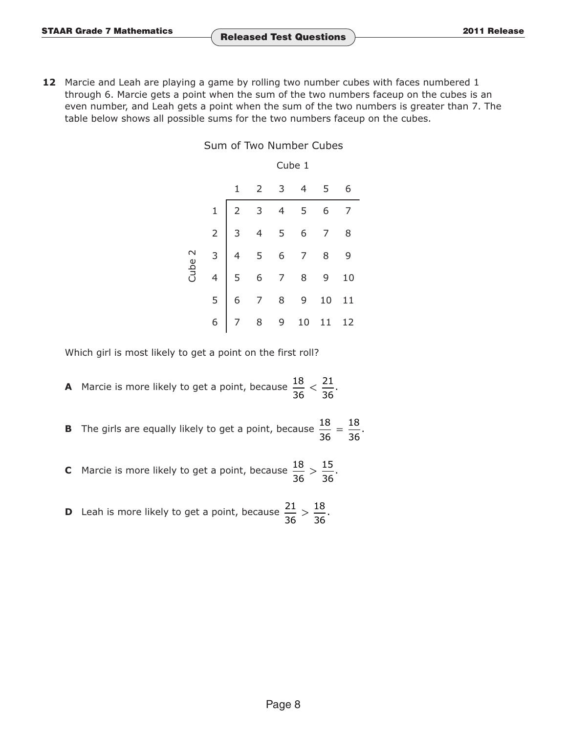**12** Marcie and Leah are playing a game by rolling two number cubes with faces numbered 1 through 6. Marcie gets a point when the sum of the two numbers faceup on the cubes is an even number, and Leah gets a point when the sum of the two numbers is greater than 7. The table below shows all possible sums for the two numbers faceup on the cubes.

Sum of Two Number Cubes

| | | Cube 1 | | | | | |
|---|---|---|---|---|---|---|---|
| | | 1 | 2 | 3 | 4 | 5 | 6 |
| Cube 2 | 1 | 2 | 3 | 4 | 5 | 6 | 7 |
| | 2 | 3 | 4 | 5 | 6 | 7 | 8 |
| | 3 | 4 | 5 | 6 | 7 | 8 | 9 |
| | 4 | 5 | 6 | 7 | 8 | 9 | 10 |
| | 5 | 6 | 7 | 8 | 9 | 10 | 11 |
| | 6 | 7 | 8 | 9 | 10 | 11 | 12 |

Which girl is most likely to get a point on the first roll?

**A** Marcie is more likely to get a point, because $\frac{18}{36} < \frac{21}{36}$.

**B** The girls are equally likely to get a point, because $\frac{18}{36} = \frac{18}{36}$.

**C** Marcie is more likely to get a point, because $\frac{18}{36} > \frac{15}{36}$.

**D** Leah is more likely to get a point, because $\frac{21}{36} > \frac{18}{36}$.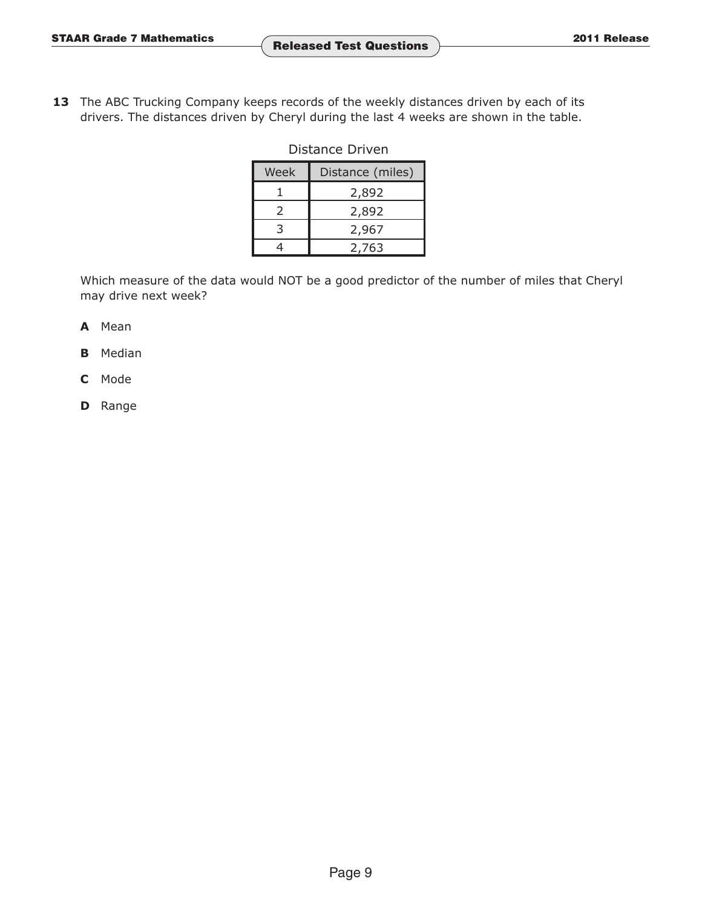**13** The ABC Trucking Company keeps records of the weekly distances driven by each of its drivers. The distances driven by Cheryl during the last 4 weeks are shown in the table.

Distance Driven

| Week | Distance (miles) |
|---|---|
| 1 | 2,892 |
| 2 | 2,892 |
| 3 | 2,967 |
| 4 | 2,763 |

Which measure of the data would NOT be a good predictor of the number of miles that Cheryl may drive next week?

**A** Mean

**B** Median

**C** Mode

**D** Range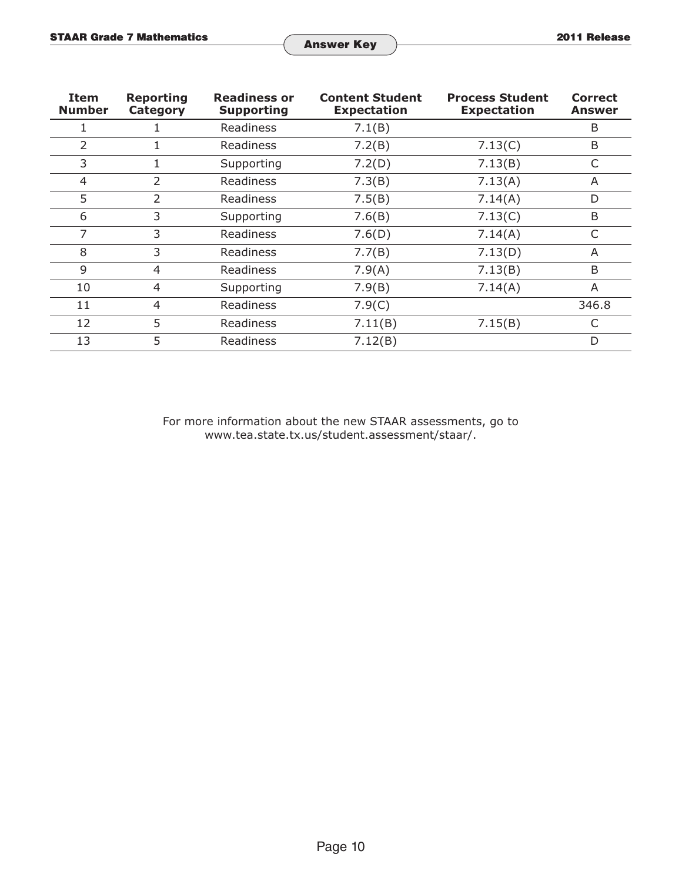## Answer Key

| Item Number | Reporting Category | Readiness or Supporting | Content Student Expectation | Process Student Expectation | Correct Answer |
|---|---|---|---|---|---|
| 1 | 1 | Readiness | 7.1(B) | | B |
| 2 | 1 | Readiness | 7.2(B) | 7.13(C) | B |
| 3 | 1 | Supporting | 7.2(D) | 7.13(B) | C |
| 4 | 2 | Readiness | 7.3(B) | 7.13(A) | A |
| 5 | 2 | Readiness | 7.5(B) | 7.14(A) | D |
| 6 | 3 | Supporting | 7.6(B) | 7.13(C) | B |
| 7 | 3 | Readiness | 7.6(D) | 7.14(A) | C |
| 8 | 3 | Readiness | 7.7(B) | 7.13(D) | A |
| 9 | 4 | Readiness | 7.9(A) | 7.13(B) | B |
| 10 | 4 | Supporting | 7.9(B) | 7.14(A) | A |
| 11 | 4 | Readiness | 7.9(C) | | 346.8 |
| 12 | 5 | Readiness | 7.11(B) | 7.15(B) | C |
| 13 | 5 | Readiness | 7.12(B) | | D |

For more information about the new STAAR assessments, go to www.tea.state.tx.us/student.assessment/staar/.